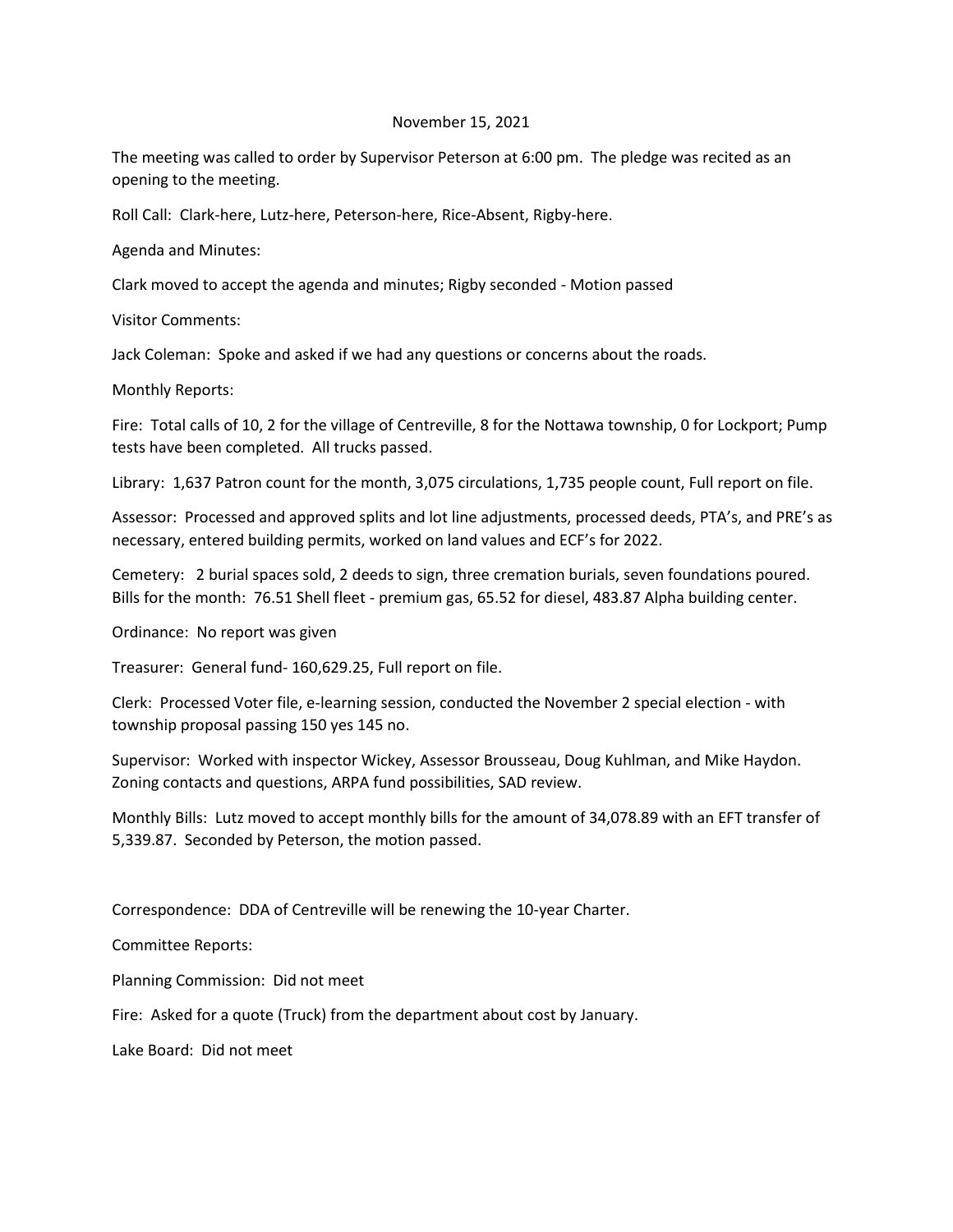November 15, 2021

The meeting was called to order by Supervisor Peterson at 6:00 pm. The pledge was recited as an opening to the meeting.

Roll Call: Clark-here, Lutz-here, Peterson-here, Rice-Absent, Rigby-here.

Agenda and Minutes:

Clark moved to accept the agenda and minutes; Rigby seconded - Motion passed

Visitor Comments:

Jack Coleman: Spoke and asked if we had any questions or concerns about the roads.

Monthly Reports:

Fire: Total calls of 10, 2 for the village of Centreville, 8 for the Nottawa township, 0 for Lockport; Pump tests have been completed. All trucks passed.

Library: 1,637 Patron count for the month, 3,075 circulations, 1,735 people count, Full report on file.

Assessor: Processed and approved splits and lot line adjustments, processed deeds, PTA's, and PRE's as necessary, entered building permits, worked on land values and ECF's for 2022.

Cemetery: 2 burial spaces sold, 2 deeds to sign, three cremation burials, seven foundations poured. Bills for the month: 76.51 Shell fleet - premium gas, 65.52 for diesel, 483.87 Alpha building center.

Ordinance: No report was given

Treasurer: General fund- 160,629.25, Full report on file.

Clerk: Processed Voter file, e-learning session, conducted the November 2 special election - with township proposal passing 150 yes 145 no.

Supervisor: Worked with inspector Wickey, Assessor Brousseau, Doug Kuhlman, and Mike Haydon. Zoning contacts and questions, ARPA fund possibilities, SAD review.

Monthly Bills: Lutz moved to accept monthly bills for the amount of 34,078.89 with an EFT transfer of 5,339.87. Seconded by Peterson, the motion passed.

Correspondence: DDA of Centreville will be renewing the 10-year Charter.

Committee Reports:

Planning Commission: Did not meet

Fire: Asked for a quote (Truck) from the department about cost by January.

Lake Board: Did not meet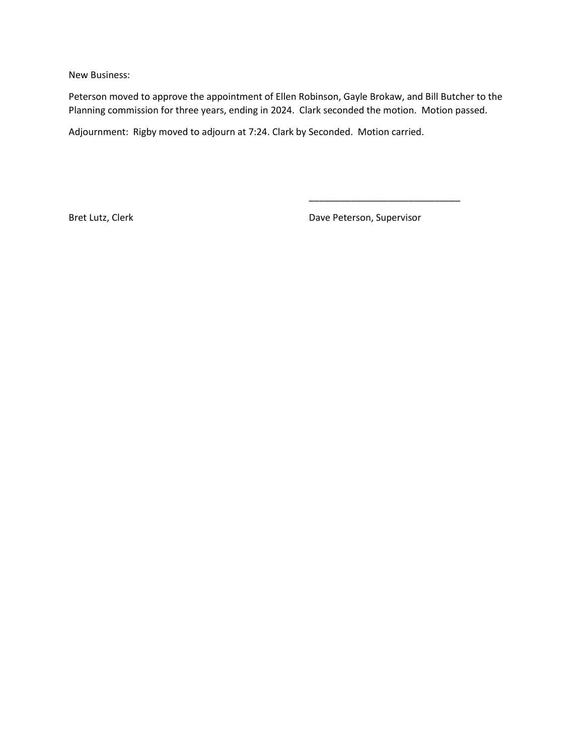New Business:

Peterson moved to approve the appointment of Ellen Robinson, Gayle Brokaw, and Bill Butcher to the Planning commission for three years, ending in 2024. Clark seconded the motion. Motion passed.

Adjournment: Rigby moved to adjourn at 7:24. Clark by Seconded. Motion carried.

\_\_\_\_\_\_\_\_\_\_\_\_\_\_\_\_\_\_\_\_\_\_\_\_\_\_\_\_\_\_

Bret Lutz, Clerk

Dave Peterson, Supervisor